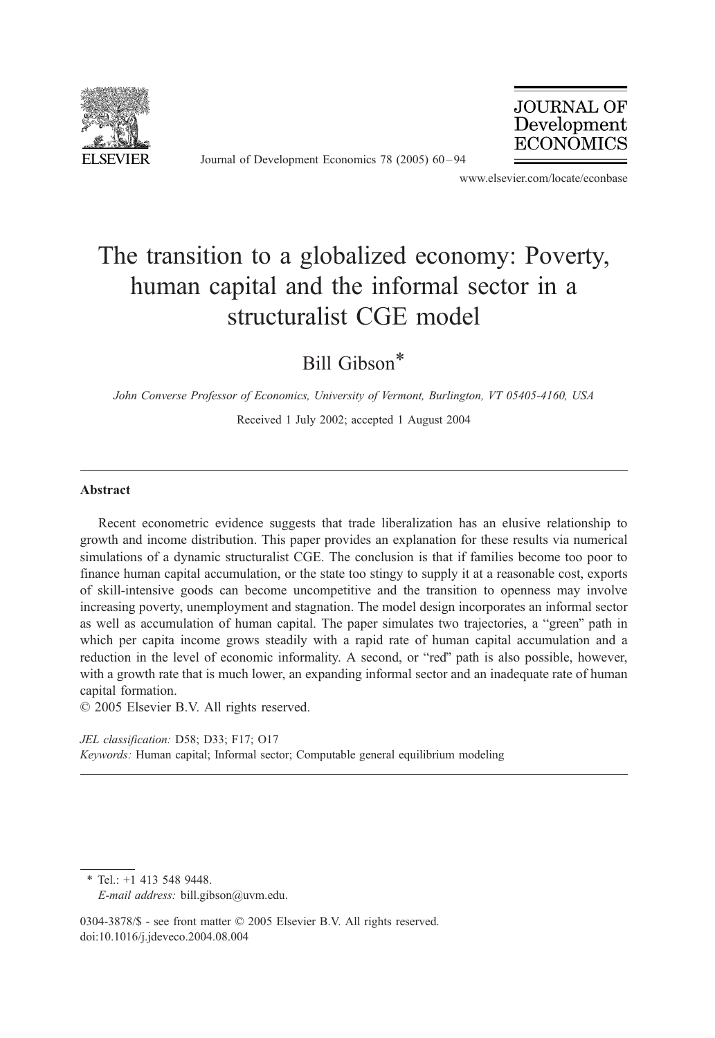# The transition to a globalized economy: Poverty, human capital and the informal sector in a structuralist CGE model

Bill Gibson*

*John Converse Professor of Economics, University of Vermont, Burlington, VT 05405-4160, USA*

Received 1 July 2002; accepted 1 August 2004

## Abstract

Recent econometric evidence suggests that trade liberalization has an elusive relationship to growth and income distribution. This paper provides an explanation for these results via numerical simulations of a dynamic structuralist CGE. The conclusion is that if families become too poor to finance human capital accumulation, or the state too stingy to supply it at a reasonable cost, exports of skill-intensive goods can become uncompetitive and the transition to openness may involve increasing poverty, unemployment and stagnation. The model design incorporates an informal sector as well as accumulation of human capital. The paper simulates two trajectories, a "green" path in which per capita income grows steadily with a rapid rate of human capital accumulation and a reduction in the level of economic informality. A second, or "red" path is also possible, however, with a growth rate that is much lower, an expanding informal sector and an inadequate rate of human capital formation.

© 2005 Elsevier B.V. All rights reserved.

*JEL classification:* D58; D33; F17; O17

*Keywords:* Human capital; Informal sector; Computable general equilibrium modeling

---

\* Tel.: +1 413 548 9448.
*E-mail address:* bill.gibson@uvm.edu.

0304-3878/$ - see front matter © 2005 Elsevier B.V. All rights reserved.
doi:10.1016/j.jdeveco.2004.08.004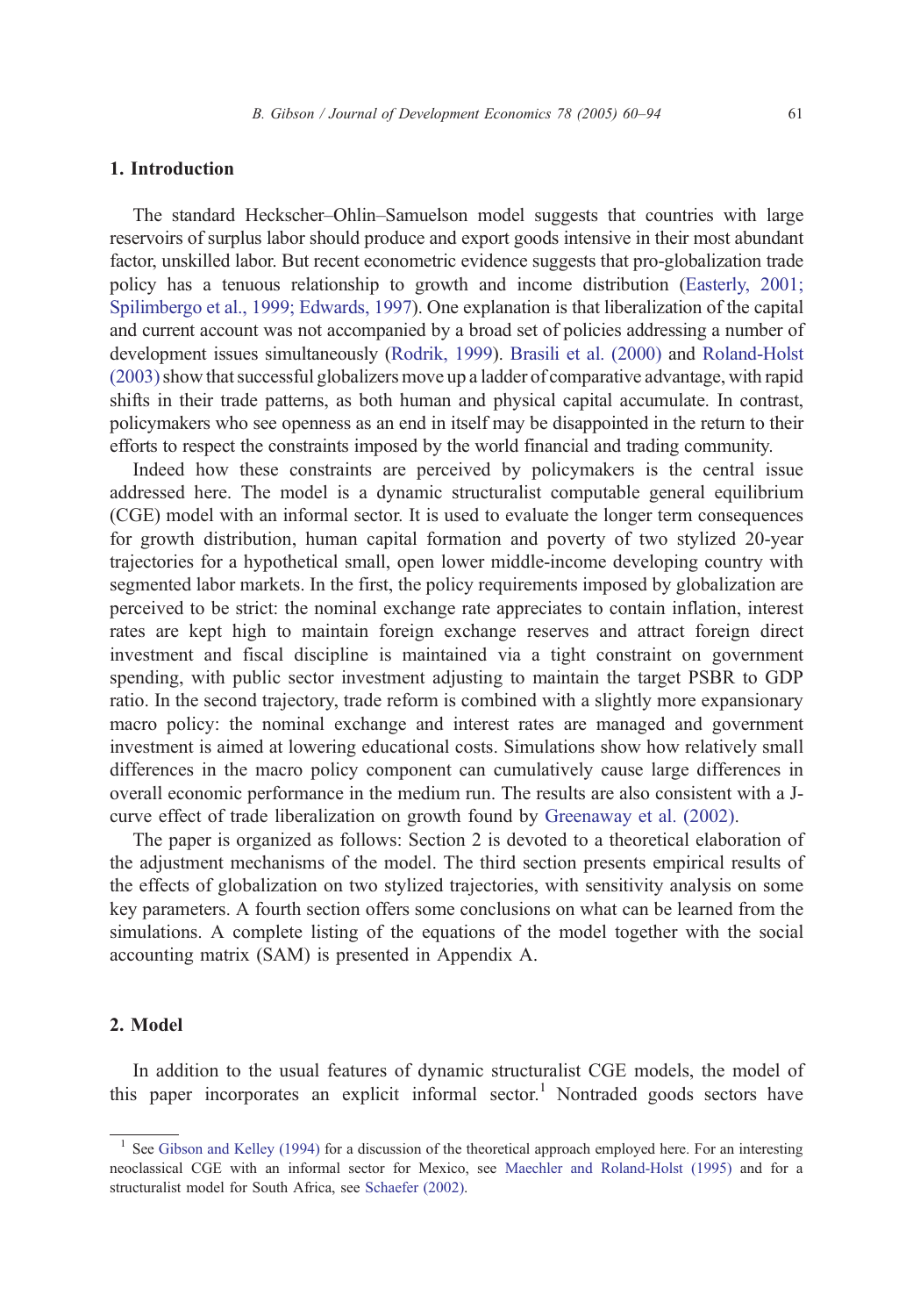## 1. Introduction

The standard Heckscher–Ohlin–Samuelson model suggests that countries with large reservoirs of surplus labor should produce and export goods intensive in their most abundant factor, unskilled labor. But recent econometric evidence suggests that pro-globalization trade policy has a tenuous relationship to growth and income distribution (Easterly, 2001; Spilimbergo et al., 1999; Edwards, 1997). One explanation is that liberalization of the capital and current account was not accompanied by a broad set of policies addressing a number of development issues simultaneously (Rodrik, 1999). Brasili et al. (2000) and Roland-Holst (2003) show that successful globalizers move up a ladder of comparative advantage, with rapid shifts in their trade patterns, as both human and physical capital accumulate. In contrast, policymakers who see openness as an end in itself may be disappointed in the return to their efforts to respect the constraints imposed by the world financial and trading community.

Indeed how these constraints are perceived by policymakers is the central issue addressed here. The model is a dynamic structuralist computable general equilibrium (CGE) model with an informal sector. It is used to evaluate the longer term consequences for growth distribution, human capital formation and poverty of two stylized 20-year trajectories for a hypothetical small, open lower middle-income developing country with segmented labor markets. In the first, the policy requirements imposed by globalization are perceived to be strict: the nominal exchange rate appreciates to contain inflation, interest rates are kept high to maintain foreign exchange reserves and attract foreign direct investment and fiscal discipline is maintained via a tight constraint on government spending, with public sector investment adjusting to maintain the target PSBR to GDP ratio. In the second trajectory, trade reform is combined with a slightly more expansionary macro policy: the nominal exchange and interest rates are managed and government investment is aimed at lowering educational costs. Simulations show how relatively small differences in the macro policy component can cumulatively cause large differences in overall economic performance in the medium run. The results are also consistent with a J-curve effect of trade liberalization on growth found by Greenaway et al. (2002).

The paper is organized as follows: Section 2 is devoted to a theoretical elaboration of the adjustment mechanisms of the model. The third section presents empirical results of the effects of globalization on two stylized trajectories, with sensitivity analysis on some key parameters. A fourth section offers some conclusions on what can be learned from the simulations. A complete listing of the equations of the model together with the social accounting matrix (SAM) is presented in Appendix A.

## 2. Model

In addition to the usual features of dynamic structuralist CGE models, the model of this paper incorporates an explicit informal sector.[1] Nontraded goods sectors have

[1] See Gibson and Kelley (1994) for a discussion of the theoretical approach employed here. For an interesting neoclassical CGE with an informal sector for Mexico, see Maechler and Roland-Holst (1995) and for a structuralist model for South Africa, see Schaefer (2002).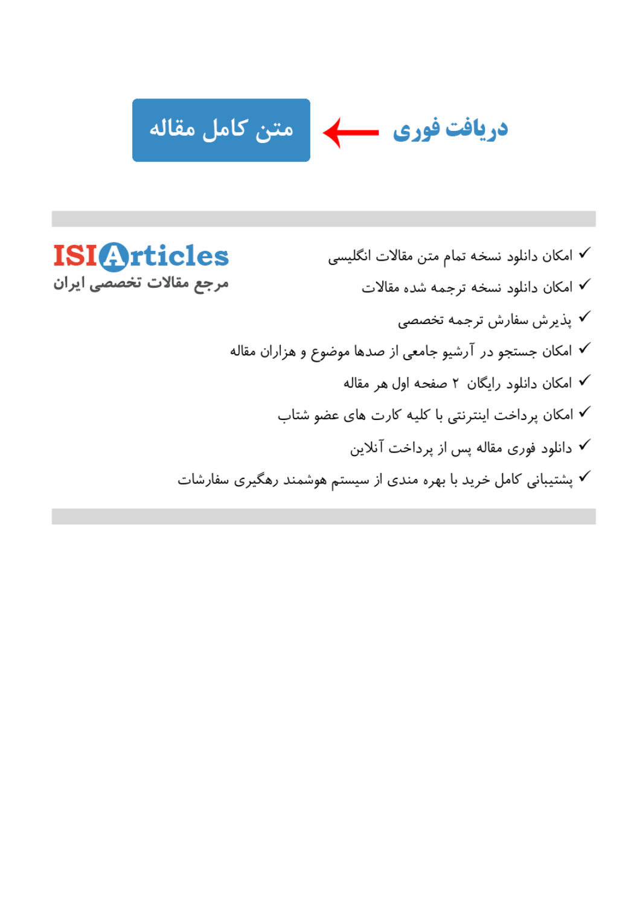دریافت فوری ← **متن کامل مقاله**

**ISIArticles**
مرجع مقالات تخصصی ایران

- ✓ امکان دانلود نسخه تمام متن مقالات انگلیسی
- ✓ امکان دانلود نسخه ترجمه شده مقالات
- ✓ پذیرش سفارش ترجمه تخصصی
- ✓ امکان جستجو در آرشیو جامعی از صدها موضوع و هزاران مقاله
- ✓ امکان دانلود رایگان ۲ صفحه اول هر مقاله
- ✓ امکان پرداخت اینترنتی با کلیه کارت های عضو شتاب
- ✓ دانلود فوری مقاله پس از پرداخت آنلاین
- ✓ پشتیبانی کامل خرید با بهره مندی از سیستم هوشمند رهگیری سفارشات